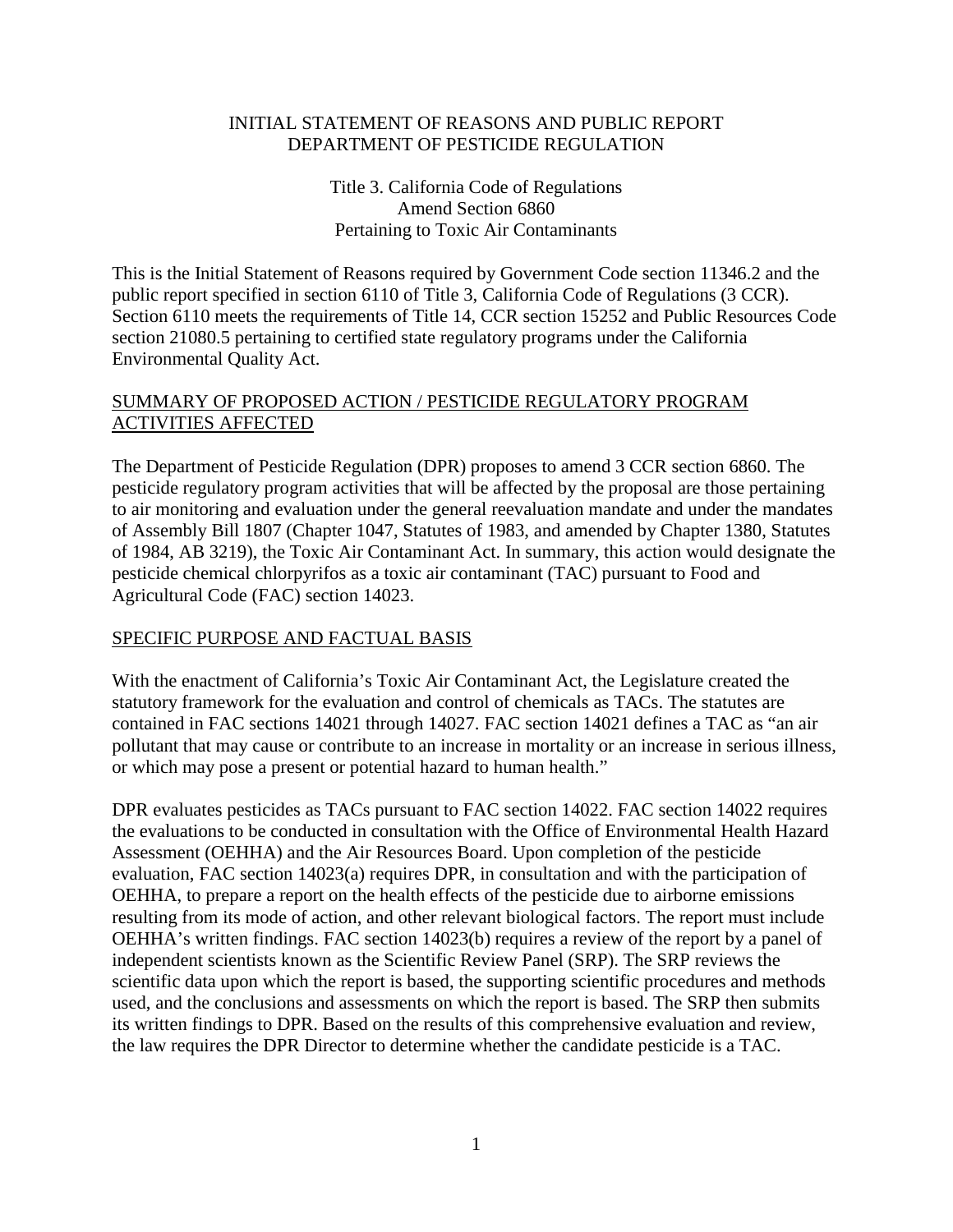INITIAL STATEMENT OF REASONS AND PUBLIC REPORT
DEPARTMENT OF PESTICIDE REGULATION

Title 3. California Code of Regulations
Amend Section 6860
Pertaining to Toxic Air Contaminants

This is the Initial Statement of Reasons required by Government Code section 11346.2 and the public report specified in section 6110 of Title 3, California Code of Regulations (3 CCR). Section 6110 meets the requirements of Title 14, CCR section 15252 and Public Resources Code section 21080.5 pertaining to certified state regulatory programs under the California Environmental Quality Act.

## SUMMARY OF PROPOSED ACTION / PESTICIDE REGULATORY PROGRAM ACTIVITIES AFFECTED

The Department of Pesticide Regulation (DPR) proposes to amend 3 CCR section 6860. The pesticide regulatory program activities that will be affected by the proposal are those pertaining to air monitoring and evaluation under the general reevaluation mandate and under the mandates of Assembly Bill 1807 (Chapter 1047, Statutes of 1983, and amended by Chapter 1380, Statutes of 1984, AB 3219), the Toxic Air Contaminant Act. In summary, this action would designate the pesticide chemical chlorpyrifos as a toxic air contaminant (TAC) pursuant to Food and Agricultural Code (FAC) section 14023.

## SPECIFIC PURPOSE AND FACTUAL BASIS

With the enactment of California's Toxic Air Contaminant Act, the Legislature created the statutory framework for the evaluation and control of chemicals as TACs. The statutes are contained in FAC sections 14021 through 14027. FAC section 14021 defines a TAC as "an air pollutant that may cause or contribute to an increase in mortality or an increase in serious illness, or which may pose a present or potential hazard to human health."

DPR evaluates pesticides as TACs pursuant to FAC section 14022. FAC section 14022 requires the evaluations to be conducted in consultation with the Office of Environmental Health Hazard Assessment (OEHHA) and the Air Resources Board. Upon completion of the pesticide evaluation, FAC section 14023(a) requires DPR, in consultation and with the participation of OEHHA, to prepare a report on the health effects of the pesticide due to airborne emissions resulting from its mode of action, and other relevant biological factors. The report must include OEHHA's written findings. FAC section 14023(b) requires a review of the report by a panel of independent scientists known as the Scientific Review Panel (SRP). The SRP reviews the scientific data upon which the report is based, the supporting scientific procedures and methods used, and the conclusions and assessments on which the report is based. The SRP then submits its written findings to DPR. Based on the results of this comprehensive evaluation and review, the law requires the DPR Director to determine whether the candidate pesticide is a TAC.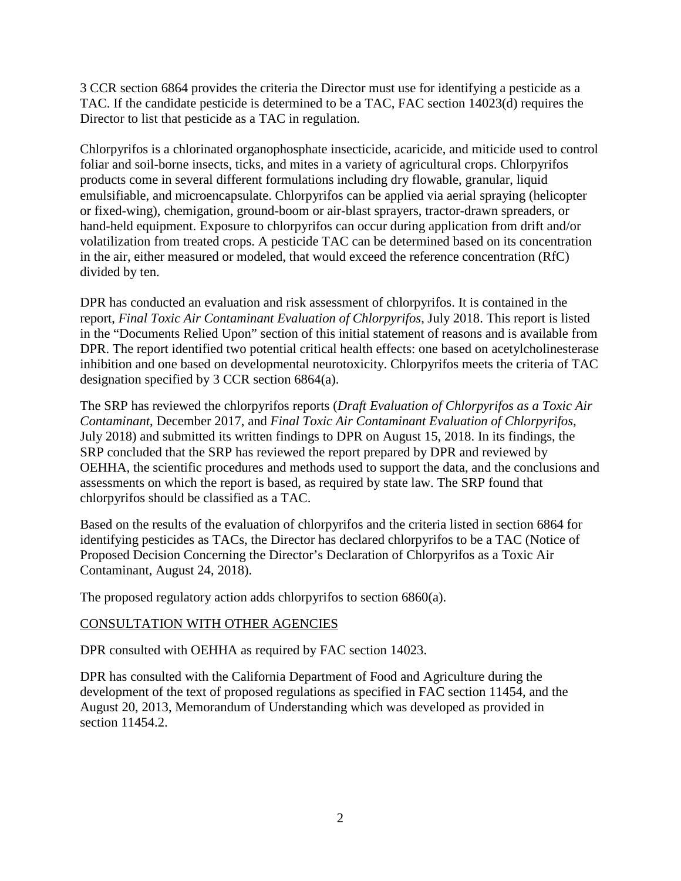3 CCR section 6864 provides the criteria the Director must use for identifying a pesticide as a TAC. If the candidate pesticide is determined to be a TAC, FAC section 14023(d) requires the Director to list that pesticide as a TAC in regulation.

Chlorpyrifos is a chlorinated organophosphate insecticide, acaricide, and miticide used to control foliar and soil-borne insects, ticks, and mites in a variety of agricultural crops. Chlorpyrifos products come in several different formulations including dry flowable, granular, liquid emulsifiable, and microencapsulate. Chlorpyrifos can be applied via aerial spraying (helicopter or fixed-wing), chemigation, ground-boom or air-blast sprayers, tractor-drawn spreaders, or hand-held equipment. Exposure to chlorpyrifos can occur during application from drift and/or volatilization from treated crops. A pesticide TAC can be determined based on its concentration in the air, either measured or modeled, that would exceed the reference concentration (RfC) divided by ten.

DPR has conducted an evaluation and risk assessment of chlorpyrifos. It is contained in the report, *Final Toxic Air Contaminant Evaluation of Chlorpyrifos*, July 2018. This report is listed in the "Documents Relied Upon" section of this initial statement of reasons and is available from DPR. The report identified two potential critical health effects: one based on acetylcholinesterase inhibition and one based on developmental neurotoxicity. Chlorpyrifos meets the criteria of TAC designation specified by 3 CCR section 6864(a).

The SRP has reviewed the chlorpyrifos reports (*Draft Evaluation of Chlorpyrifos as a Toxic Air Contaminant*, December 2017, and *Final Toxic Air Contaminant Evaluation of Chlorpyrifos*, July 2018) and submitted its written findings to DPR on August 15, 2018. In its findings, the SRP concluded that the SRP has reviewed the report prepared by DPR and reviewed by OEHHA, the scientific procedures and methods used to support the data, and the conclusions and assessments on which the report is based, as required by state law. The SRP found that chlorpyrifos should be classified as a TAC.

Based on the results of the evaluation of chlorpyrifos and the criteria listed in section 6864 for identifying pesticides as TACs, the Director has declared chlorpyrifos to be a TAC (Notice of Proposed Decision Concerning the Director's Declaration of Chlorpyrifos as a Toxic Air Contaminant, August 24, 2018).

The proposed regulatory action adds chlorpyrifos to section 6860(a).

## CONSULTATION WITH OTHER AGENCIES

DPR consulted with OEHHA as required by FAC section 14023.

DPR has consulted with the California Department of Food and Agriculture during the development of the text of proposed regulations as specified in FAC section 11454, and the August 20, 2013, Memorandum of Understanding which was developed as provided in section 11454.2.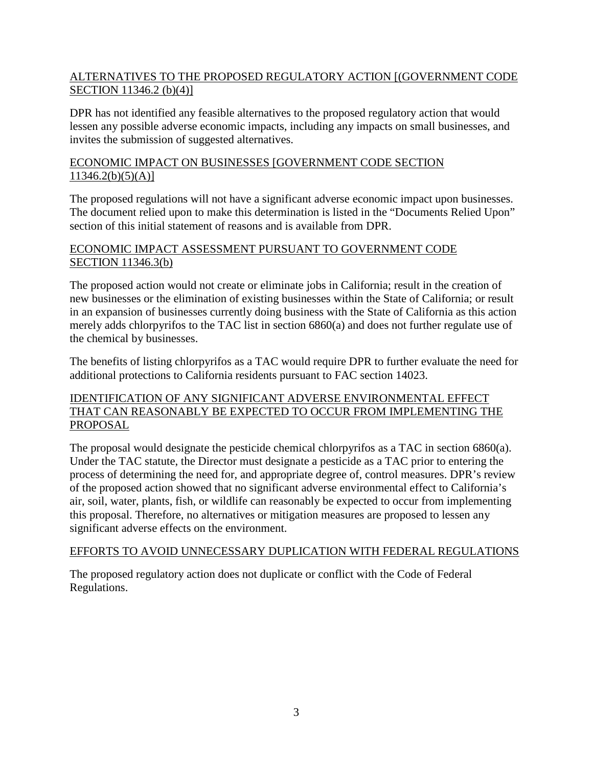## ALTERNATIVES TO THE PROPOSED REGULATORY ACTION [(GOVERNMENT CODE SECTION 11346.2 (b)(4)]

DPR has not identified any feasible alternatives to the proposed regulatory action that would lessen any possible adverse economic impacts, including any impacts on small businesses, and invites the submission of suggested alternatives.

## ECONOMIC IMPACT ON BUSINESSES [GOVERNMENT CODE SECTION 11346.2(b)(5)(A)]

The proposed regulations will not have a significant adverse economic impact upon businesses. The document relied upon to make this determination is listed in the "Documents Relied Upon" section of this initial statement of reasons and is available from DPR.

## ECONOMIC IMPACT ASSESSMENT PURSUANT TO GOVERNMENT CODE SECTION 11346.3(b)

The proposed action would not create or eliminate jobs in California; result in the creation of new businesses or the elimination of existing businesses within the State of California; or result in an expansion of businesses currently doing business with the State of California as this action merely adds chlorpyrifos to the TAC list in section 6860(a) and does not further regulate use of the chemical by businesses.

The benefits of listing chlorpyrifos as a TAC would require DPR to further evaluate the need for additional protections to California residents pursuant to FAC section 14023.

## IDENTIFICATION OF ANY SIGNIFICANT ADVERSE ENVIRONMENTAL EFFECT THAT CAN REASONABLY BE EXPECTED TO OCCUR FROM IMPLEMENTING THE PROPOSAL

The proposal would designate the pesticide chemical chlorpyrifos as a TAC in section 6860(a). Under the TAC statute, the Director must designate a pesticide as a TAC prior to entering the process of determining the need for, and appropriate degree of, control measures. DPR's review of the proposed action showed that no significant adverse environmental effect to California's air, soil, water, plants, fish, or wildlife can reasonably be expected to occur from implementing this proposal. Therefore, no alternatives or mitigation measures are proposed to lessen any significant adverse effects on the environment.

## EFFORTS TO AVOID UNNECESSARY DUPLICATION WITH FEDERAL REGULATIONS

The proposed regulatory action does not duplicate or conflict with the Code of Federal Regulations.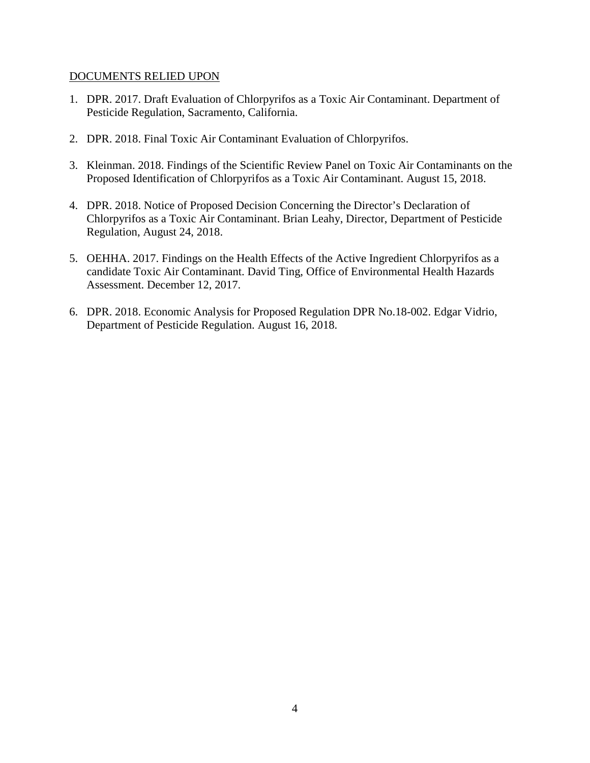## DOCUMENTS RELIED UPON

1. DPR. 2017. Draft Evaluation of Chlorpyrifos as a Toxic Air Contaminant. Department of Pesticide Regulation, Sacramento, California.

2. DPR. 2018. Final Toxic Air Contaminant Evaluation of Chlorpyrifos.

3. Kleinman. 2018. Findings of the Scientific Review Panel on Toxic Air Contaminants on the Proposed Identification of Chlorpyrifos as a Toxic Air Contaminant. August 15, 2018.

4. DPR. 2018. Notice of Proposed Decision Concerning the Director's Declaration of Chlorpyrifos as a Toxic Air Contaminant. Brian Leahy, Director, Department of Pesticide Regulation, August 24, 2018.

5. OEHHA. 2017. Findings on the Health Effects of the Active Ingredient Chlorpyrifos as a candidate Toxic Air Contaminant. David Ting, Office of Environmental Health Hazards Assessment. December 12, 2017.

6. DPR. 2018. Economic Analysis for Proposed Regulation DPR No.18-002. Edgar Vidrio, Department of Pesticide Regulation. August 16, 2018.